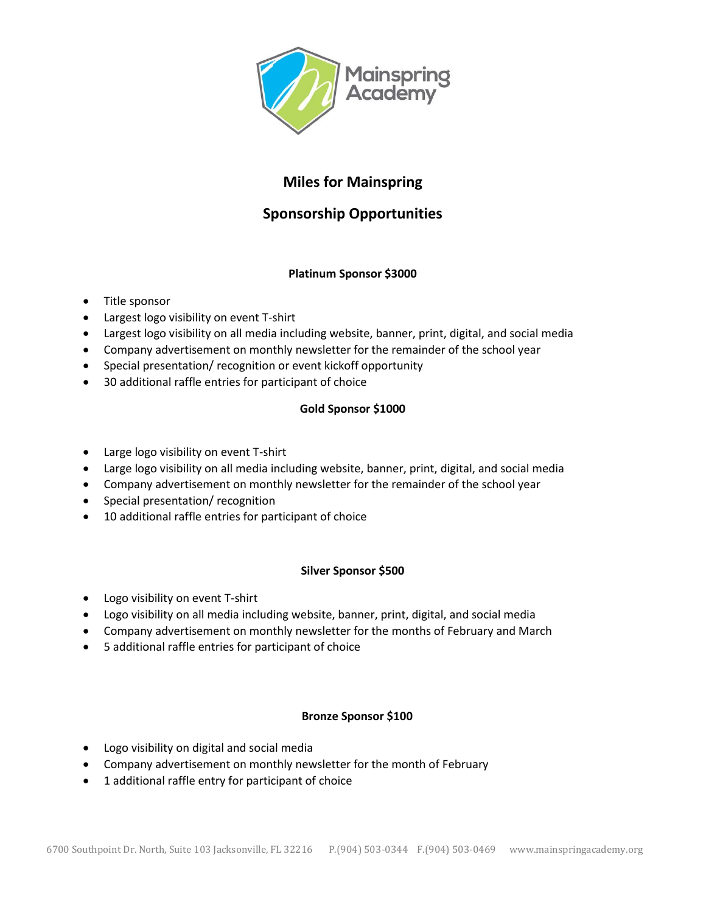Mainspring Academy

# Miles for Mainspring

## Sponsorship Opportunities

### Platinum Sponsor $3000

- Title sponsor
- Largest logo visibility on event T-shirt
- Largest logo visibility on all media including website, banner, print, digital, and social media
- Company advertisement on monthly newsletter for the remainder of the school year
- Special presentation/ recognition or event kickoff opportunity
- 30 additional raffle entries for participant of choice

### Gold Sponsor $1000

- Large logo visibility on event T-shirt
- Large logo visibility on all media including website, banner, print, digital, and social media
- Company advertisement on monthly newsletter for the remainder of the school year
- Special presentation/ recognition
- 10 additional raffle entries for participant of choice

### Silver Sponsor $500

- Logo visibility on event T-shirt
- Logo visibility on all media including website, banner, print, digital, and social media
- Company advertisement on monthly newsletter for the months of February and March
- 5 additional raffle entries for participant of choice

### Bronze Sponsor $100

- Logo visibility on digital and social media
- Company advertisement on monthly newsletter for the month of February
- 1 additional raffle entry for participant of choice

6700 Southpoint Dr. North, Suite 103 Jacksonville, FL 32216 P.(904) 503-0344 F.(904) 503-0469 www.mainspringacademy.org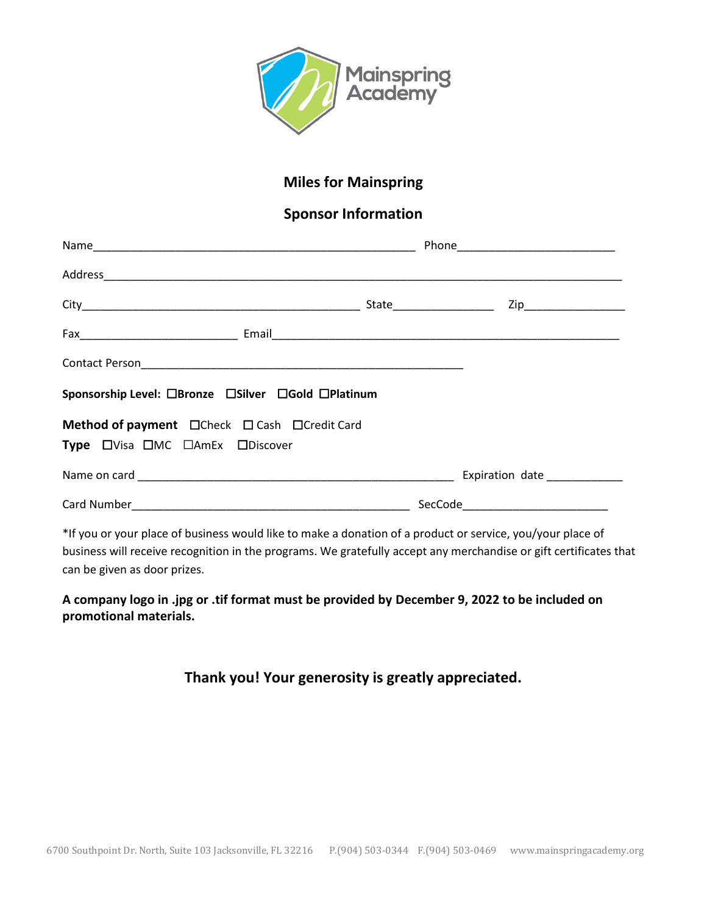Mainspring Academy

## Miles for Mainspring

## Sponsor Information

Name_____________________________________________________ Phone_________________________

Address_______________________________________________________________________________________

City______________________________________________ State________________ Zip________________

Fax__________________________ Email__________________________________________________________

Contact Person_____________________________________________________

**Sponsorship Level:** ☐**Bronze** ☐**Silver** ☐**Gold** ☐**Platinum**

**Method of payment** ☐Check ☐ Cash ☐Credit Card

**Type** ☐Visa ☐MC ☐AmEx ☐Discover

Name on card _____________________________________________________ Expiration date _____________

Card Number______________________________________________ SecCode________________________

*If you or your place of business would like to make a donation of a product or service, you/your place of business will receive recognition in the programs. We gratefully accept any merchandise or gift certificates that can be given as door prizes.

**A company logo in .jpg or .tif format must be provided by December 9, 2022 to be included on promotional materials.**

**Thank you! Your generosity is greatly appreciated.**

6700 Southpoint Dr. North, Suite 103 Jacksonville, FL 32216 P.(904) 503-0344 F.(904) 503-0469 www.mainspringacademy.org